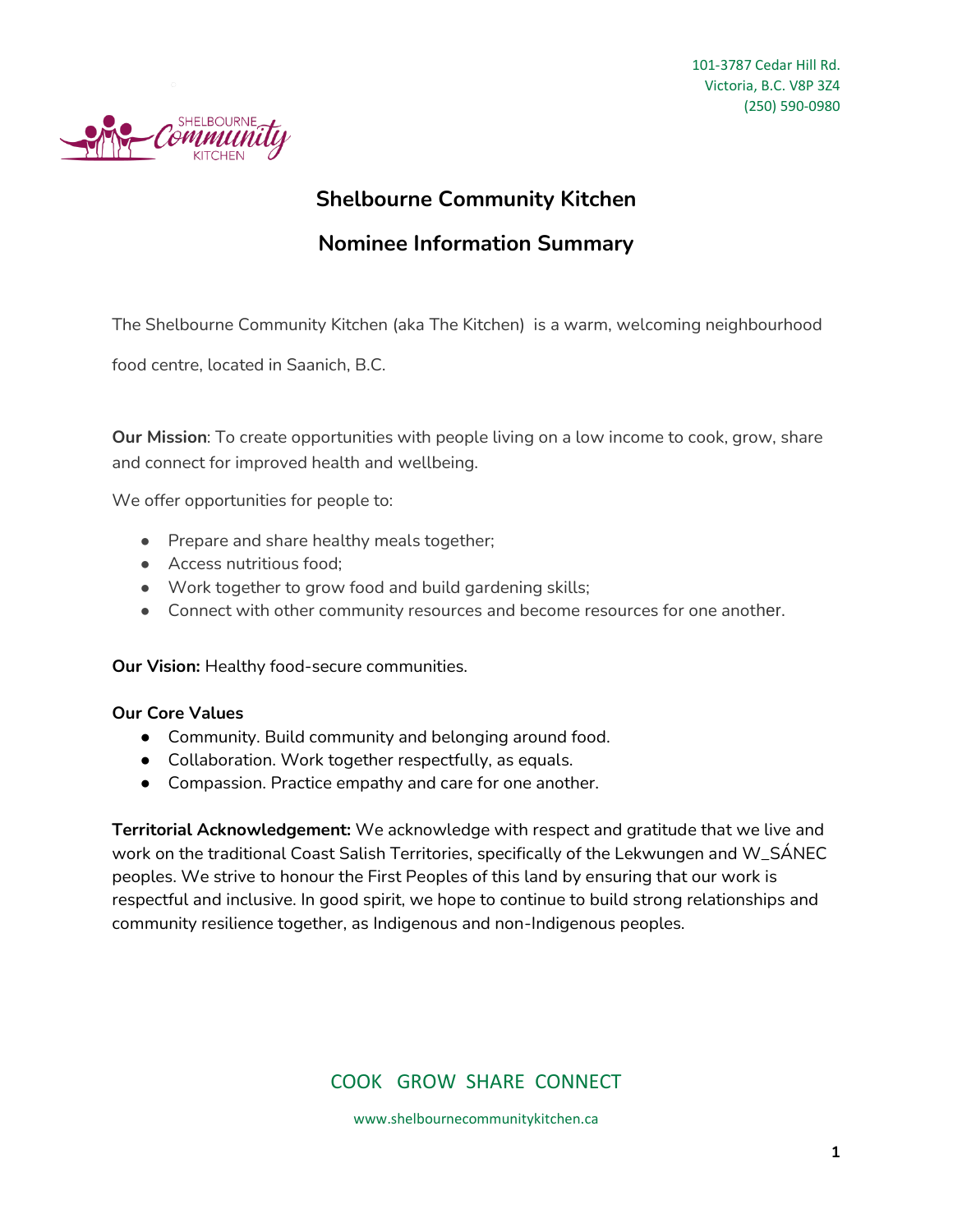101-3787 Cedar Hill Rd.
Victoria, B.C. V8P 3Z4
(250) 590-0980

# Shelbourne Community Kitchen

## Nominee Information Summary

The Shelbourne Community Kitchen (aka The Kitchen) is a warm, welcoming neighbourhood food centre, located in Saanich, B.C.

**Our Mission**: To create opportunities with people living on a low income to cook, grow, share and connect for improved health and wellbeing.

We offer opportunities for people to:

- Prepare and share healthy meals together;
- Access nutritious food;
- Work together to grow food and build gardening skills;
- Connect with other community resources and become resources for one another.

**Our Vision:** Healthy food-secure communities.

**Our Core Values**

- Community. Build community and belonging around food.
- Collaboration. Work together respectfully, as equals.
- Compassion. Practice empathy and care for one another.

**Territorial Acknowledgement:** We acknowledge with respect and gratitude that we live and work on the traditional Coast Salish Territories, specifically of the Lekwungen and W_SÁNEC peoples. We strive to honour the First Peoples of this land by ensuring that our work is respectful and inclusive. In good spirit, we hope to continue to build strong relationships and community resilience together, as Indigenous and non-Indigenous peoples.

COOK GROW SHARE CONNECT

www.shelbournecommunitykitchen.ca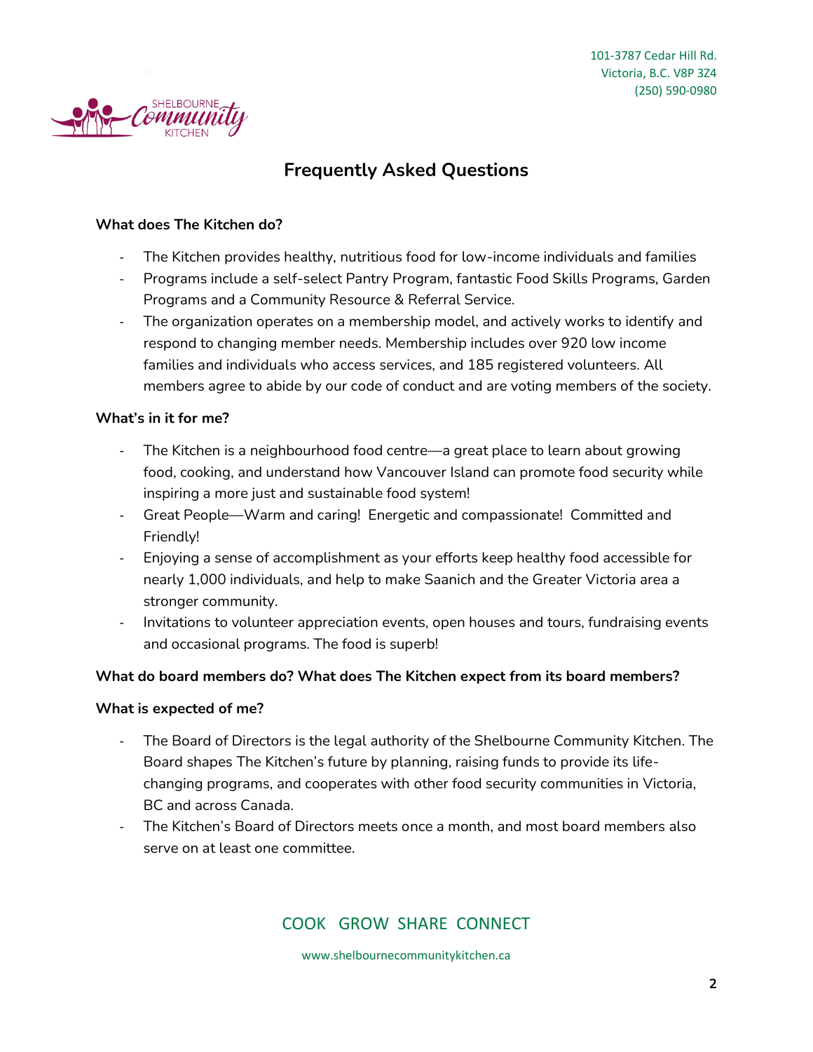101-3787 Cedar Hill Rd.
Victoria, B.C. V8P 3Z4
(250) 590-0980

## Frequently Asked Questions

**What does The Kitchen do?**

- The Kitchen provides healthy, nutritious food for low-income individuals and families
- Programs include a self-select Pantry Program, fantastic Food Skills Programs, Garden Programs and a Community Resource & Referral Service.
- The organization operates on a membership model, and actively works to identify and respond to changing member needs. Membership includes over 920 low income families and individuals who access services, and 185 registered volunteers. All members agree to abide by our code of conduct and are voting members of the society.

**What's in it for me?**

- The Kitchen is a neighbourhood food centre—a great place to learn about growing food, cooking, and understand how Vancouver Island can promote food security while inspiring a more just and sustainable food system!
- Great People—Warm and caring! Energetic and compassionate! Committed and Friendly!
- Enjoying a sense of accomplishment as your efforts keep healthy food accessible for nearly 1,000 individuals, and help to make Saanich and the Greater Victoria area a stronger community.
- Invitations to volunteer appreciation events, open houses and tours, fundraising events and occasional programs. The food is superb!

**What do board members do? What does The Kitchen expect from its board members?**

**What is expected of me?**

- The Board of Directors is the legal authority of the Shelbourne Community Kitchen. The Board shapes The Kitchen's future by planning, raising funds to provide its life-changing programs, and cooperates with other food security communities in Victoria, BC and across Canada.
- The Kitchen's Board of Directors meets once a month, and most board members also serve on at least one committee.

COOK GROW SHARE CONNECT

www.shelbournecommunitykitchen.ca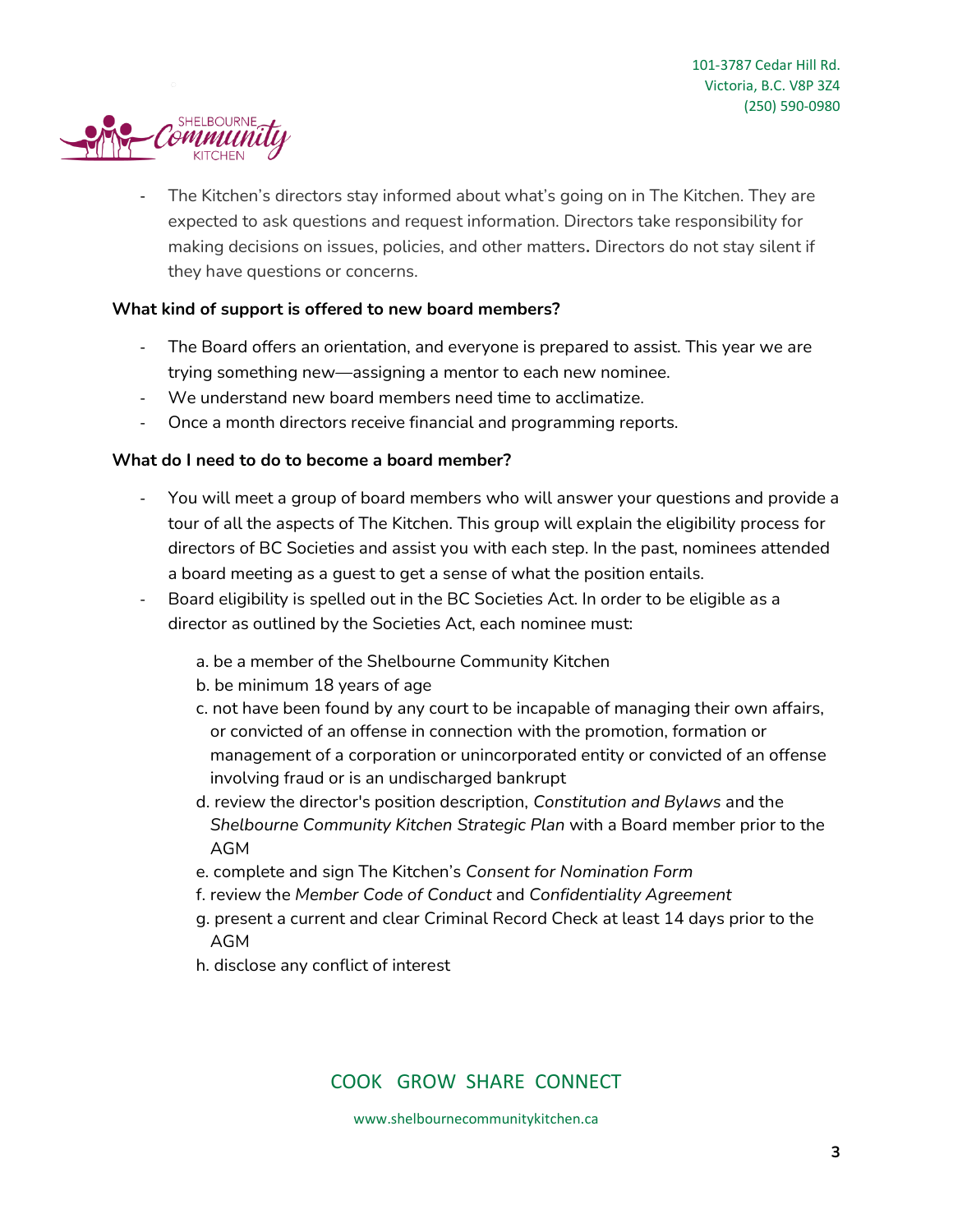- The Kitchen's directors stay informed about what's going on in The Kitchen. They are expected to ask questions and request information. Directors take responsibility for making decisions on issues, policies, and other matters**.** Directors do not stay silent if they have questions or concerns.

**What kind of support is offered to new board members?**

- The Board offers an orientation, and everyone is prepared to assist. This year we are trying something new—assigning a mentor to each new nominee.
- We understand new board members need time to acclimatize.
- Once a month directors receive financial and programming reports.

**What do I need to do to become a board member?**

- You will meet a group of board members who will answer your questions and provide a tour of all the aspects of The Kitchen. This group will explain the eligibility process for directors of BC Societies and assist you with each step. In the past, nominees attended a board meeting as a guest to get a sense of what the position entails.
- Board eligibility is spelled out in the BC Societies Act. In order to be eligible as a director as outlined by the Societies Act, each nominee must:

  a. be a member of the Shelbourne Community Kitchen
  b. be minimum 18 years of age
  c. not have been found by any court to be incapable of managing their own affairs, or convicted of an offense in connection with the promotion, formation or management of a corporation or unincorporated entity or convicted of an offense involving fraud or is an undischarged bankrupt
  d. review the director's position description, *Constitution and Bylaws* and the *Shelbourne Community Kitchen Strategic Plan* with a Board member prior to the AGM
  e. complete and sign The Kitchen's *Consent for Nomination Form*
  f. review the *Member Code of Conduct* and *Confidentiality Agreement*
  g. present a current and clear Criminal Record Check at least 14 days prior to the AGM
  h. disclose any conflict of interest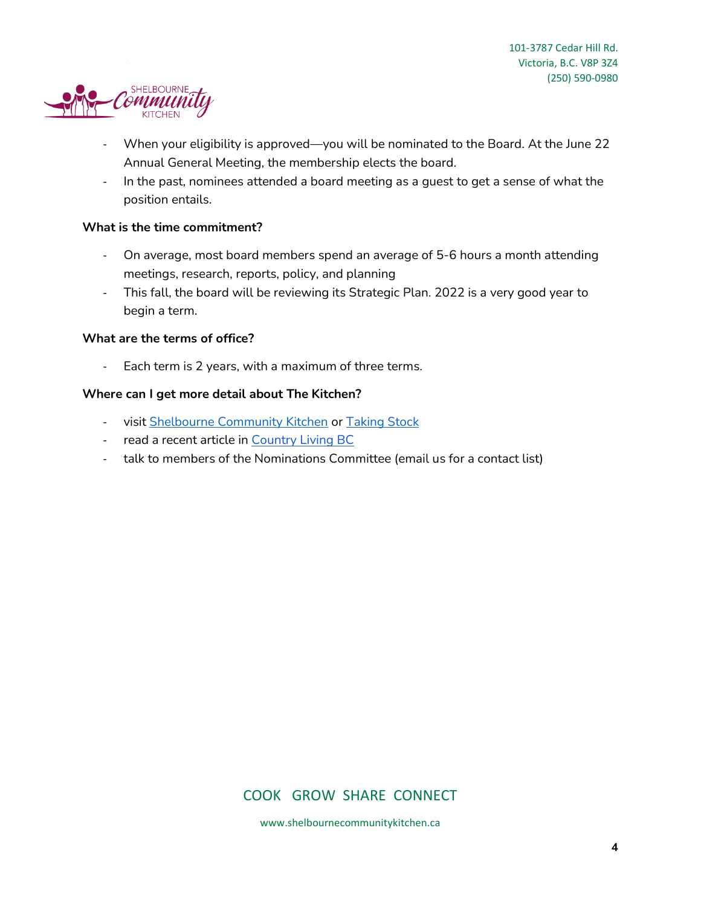- When your eligibility is approved—you will be nominated to the Board. At the June 22 Annual General Meeting, the membership elects the board.
- In the past, nominees attended a board meeting as a guest to get a sense of what the position entails.

**What is the time commitment?**

- On average, most board members spend an average of 5-6 hours a month attending meetings, research, reports, policy, and planning
- This fall, the board will be reviewing its Strategic Plan. 2022 is a very good year to begin a term.

**What are the terms of office?**

- Each term is 2 years, with a maximum of three terms.

**Where can I get more detail about The Kitchen?**

- visit Shelbourne Community Kitchen or Taking Stock
- read a recent article in Country Living BC
- talk to members of the Nominations Committee (email us for a contact list)